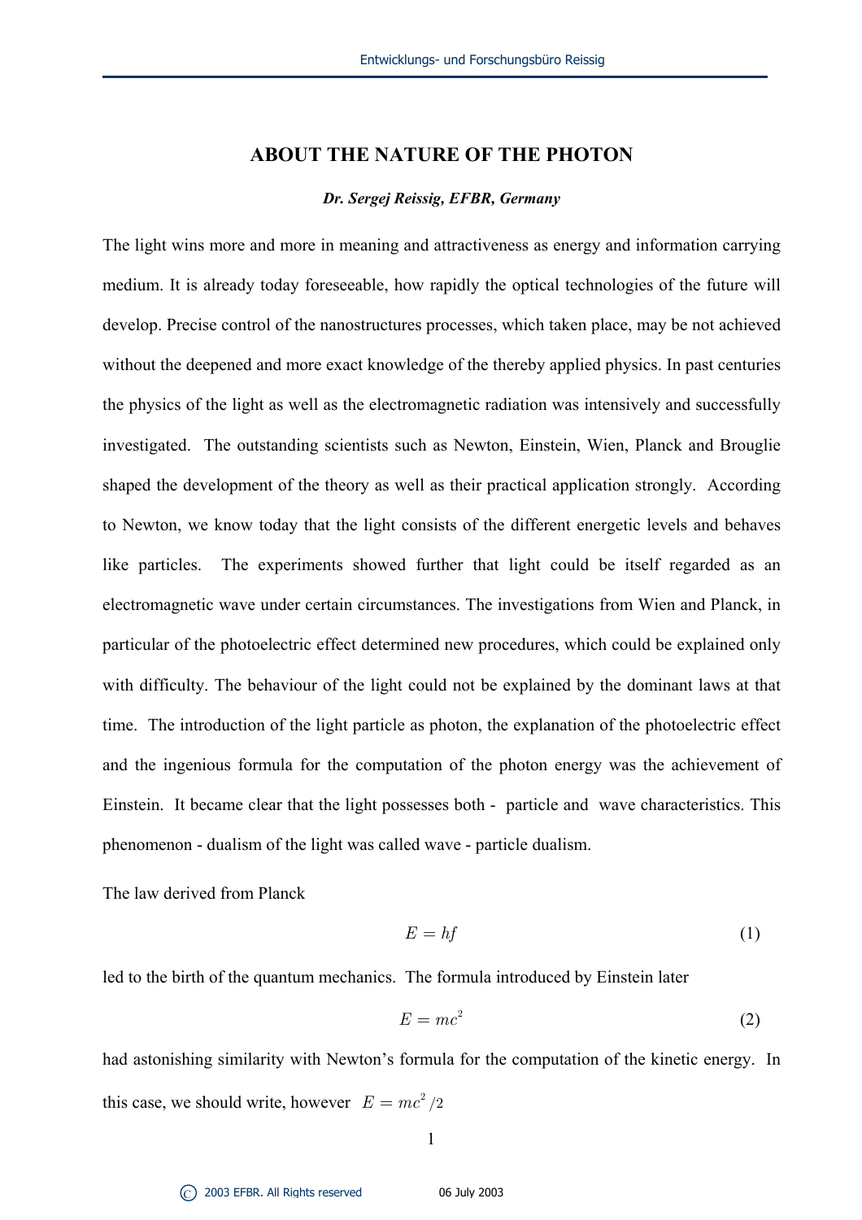# ABOUT THE NATURE OF THE PHOTON

***Dr. Sergej Reissig, EFBR, Germany***

The light wins more and more in meaning and attractiveness as energy and information carrying medium. It is already today foreseeable, how rapidly the optical technologies of the future will develop. Precise control of the nanostructures processes, which taken place, may be not achieved without the deepened and more exact knowledge of the thereby applied physics. In past centuries the physics of the light as well as the electromagnetic radiation was intensively and successfully investigated. The outstanding scientists such as Newton, Einstein, Wien, Planck and Brouglie shaped the development of the theory as well as their practical application strongly. According to Newton, we know today that the light consists of the different energetic levels and behaves like particles. The experiments showed further that light could be itself regarded as an electromagnetic wave under certain circumstances. The investigations from Wien and Planck, in particular of the photoelectric effect determined new procedures, which could be explained only with difficulty. The behaviour of the light could not be explained by the dominant laws at that time. The introduction of the light particle as photon, the explanation of the photoelectric effect and the ingenious formula for the computation of the photon energy was the achievement of Einstein. It became clear that the light possesses both - particle and wave characteristics. This phenomenon - dualism of the light was called wave - particle dualism.

The law derived from Planck

$$E = hf \tag{1}$$

led to the birth of the quantum mechanics. The formula introduced by Einstein later

$$E = mc^2 \tag{2}$$

had astonishing similarity with Newton's formula for the computation of the kinetic energy. In this case, we should write, however $E = mc^2/2$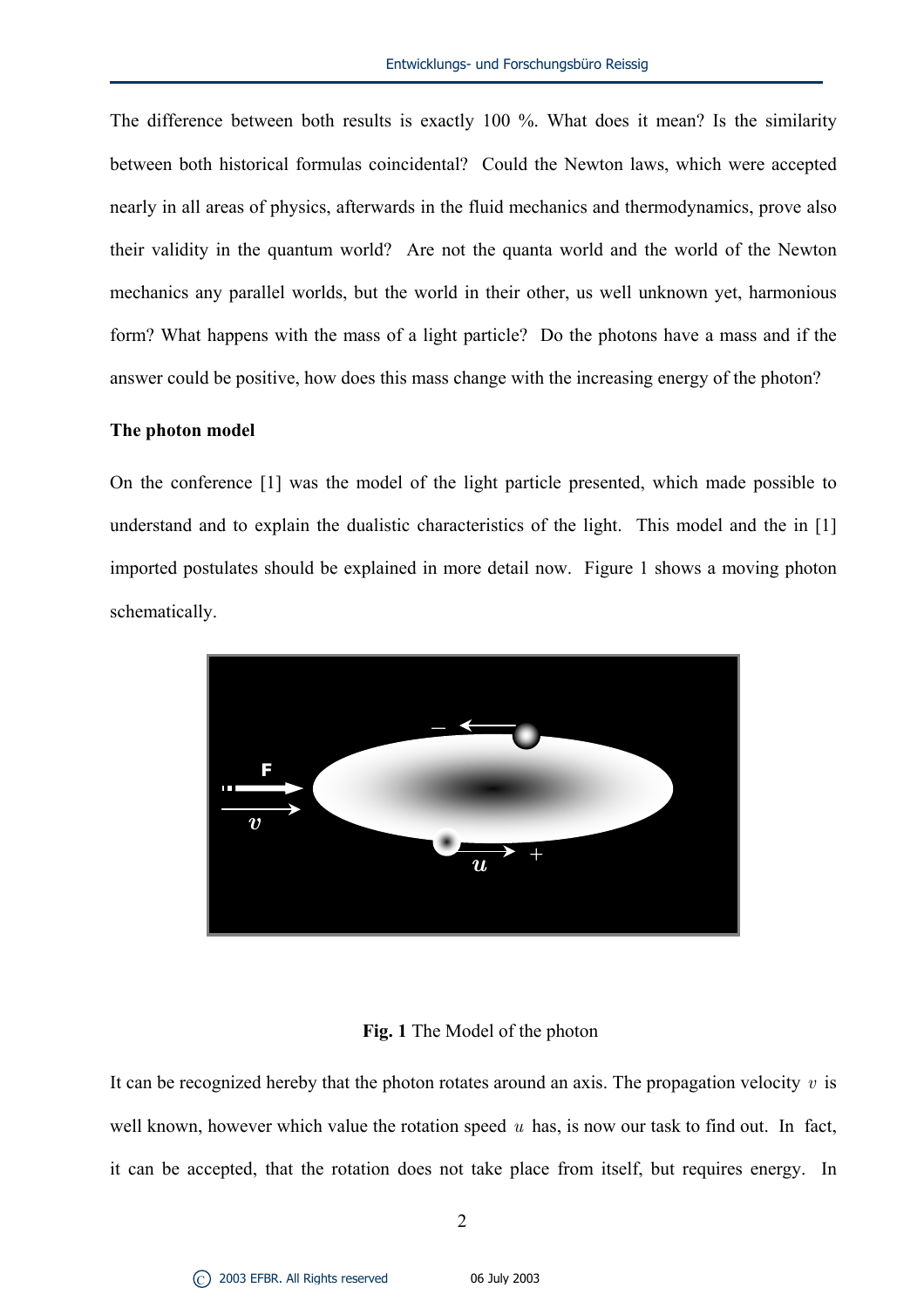The difference between both results is exactly 100 %. What does it mean? Is the similarity between both historical formulas coincidental? Could the Newton laws, which were accepted nearly in all areas of physics, afterwards in the fluid mechanics and thermodynamics, prove also their validity in the quantum world? Are not the quanta world and the world of the Newton mechanics any parallel worlds, but the world in their other, us well unknown yet, harmonious form? What happens with the mass of a light particle? Do the photons have a mass and if the answer could be positive, how does this mass change with the increasing energy of the photon?

**The photon model**

On the conference [1] was the model of the light particle presented, which made possible to understand and to explain the dualistic characteristics of the light. This model and the in [1] imported postulates should be explained in more detail now. Figure 1 shows a moving photon schematically.

–

F

$v$

$u$

+

**Fig. 1** The Model of the photon

It can be recognized hereby that the photon rotates around an axis. The propagation velocity $v$ is well known, however which value the rotation speed $u$ has, is now our task to find out. In fact, it can be accepted, that the rotation does not take place from itself, but requires energy. In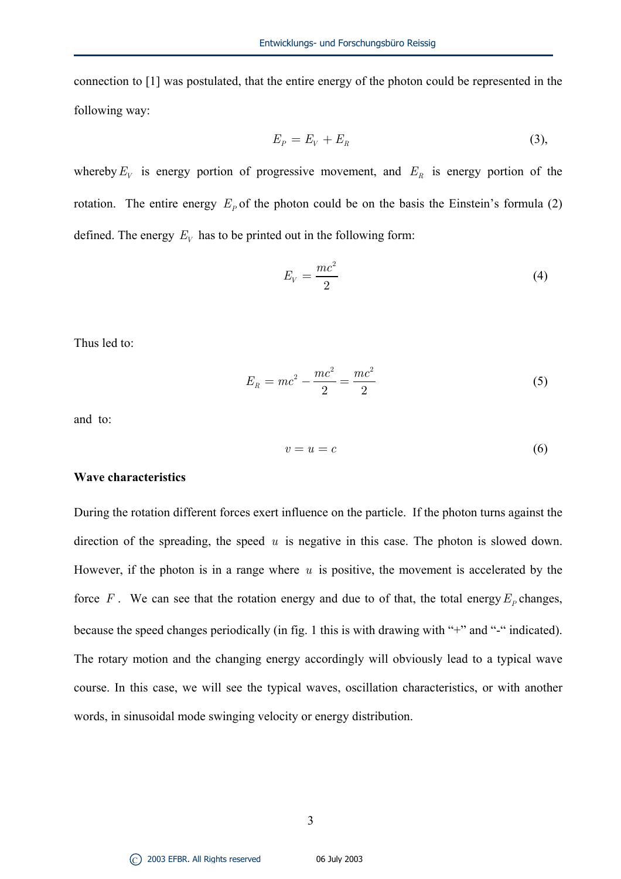connection to [1] was postulated, that the entire energy of the photon could be represented in the following way:

$$E_P = E_V + E_R \tag{3),}$$

whereby $E_V$ is energy portion of progressive movement, and $E_R$ is energy portion of the rotation. The entire energy $E_P$ of the photon could be on the basis the Einstein's formula (2) defined. The energy $E_V$ has to be printed out in the following form:

$$E_V = \frac{mc^2}{2} \tag{4}$$

Thus led to:

$$E_R = mc^2 - \frac{mc^2}{2} = \frac{mc^2}{2} \tag{5}$$

and to:

$$v = u = c \tag{6}$$

**Wave characteristics**

During the rotation different forces exert influence on the particle. If the photon turns against the direction of the spreading, the speed $u$ is negative in this case. The photon is slowed down. However, if the photon is in a range where $u$ is positive, the movement is accelerated by the force $F$. We can see that the rotation energy and due to of that, the total energy $E_P$ changes, because the speed changes periodically (in fig. 1 this is with drawing with "+" and "-" indicated). The rotary motion and the changing energy accordingly will obviously lead to a typical wave course. In this case, we will see the typical waves, oscillation characteristics, or with another words, in sinusoidal mode swinging velocity or energy distribution.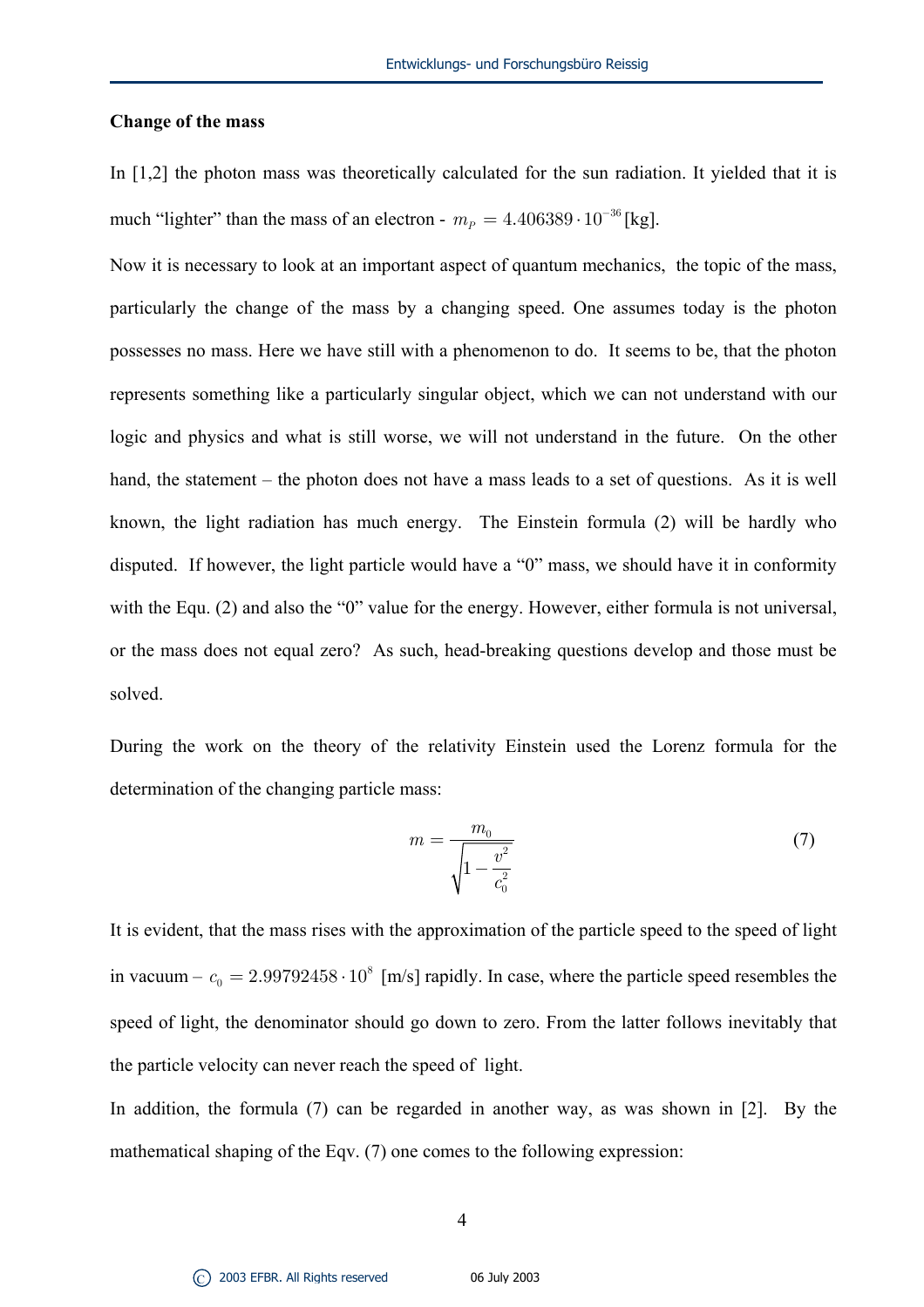**Change of the mass**

In [1,2] the photon mass was theoretically calculated for the sun radiation. It yielded that it is much "lighter" than the mass of an electron - $m_P = 4.406389 \cdot 10^{-36}$ [kg].

Now it is necessary to look at an important aspect of quantum mechanics, the topic of the mass, particularly the change of the mass by a changing speed. One assumes today is the photon possesses no mass. Here we have still with a phenomenon to do. It seems to be, that the photon represents something like a particularly singular object, which we can not understand with our logic and physics and what is still worse, we will not understand in the future. On the other hand, the statement – the photon does not have a mass leads to a set of questions. As it is well known, the light radiation has much energy. The Einstein formula (2) will be hardly who disputed. If however, the light particle would have a "0" mass, we should have it in conformity with the Equ. (2) and also the "0" value for the energy. However, either formula is not universal, or the mass does not equal zero? As such, head-breaking questions develop and those must be solved.

During the work on the theory of the relativity Einstein used the Lorenz formula for the determination of the changing particle mass:

$$m = \frac{m_0}{\sqrt{1 - \frac{v^2}{c_0^2}}} \tag{7}$$

It is evident, that the mass rises with the approximation of the particle speed to the speed of light in vacuum – $c_0 = 2.99792458 \cdot 10^8$ [m/s] rapidly. In case, where the particle speed resembles the speed of light, the denominator should go down to zero. From the latter follows inevitably that the particle velocity can never reach the speed of light.

In addition, the formula (7) can be regarded in another way, as was shown in [2]. By the mathematical shaping of the Eqv. (7) one comes to the following expression: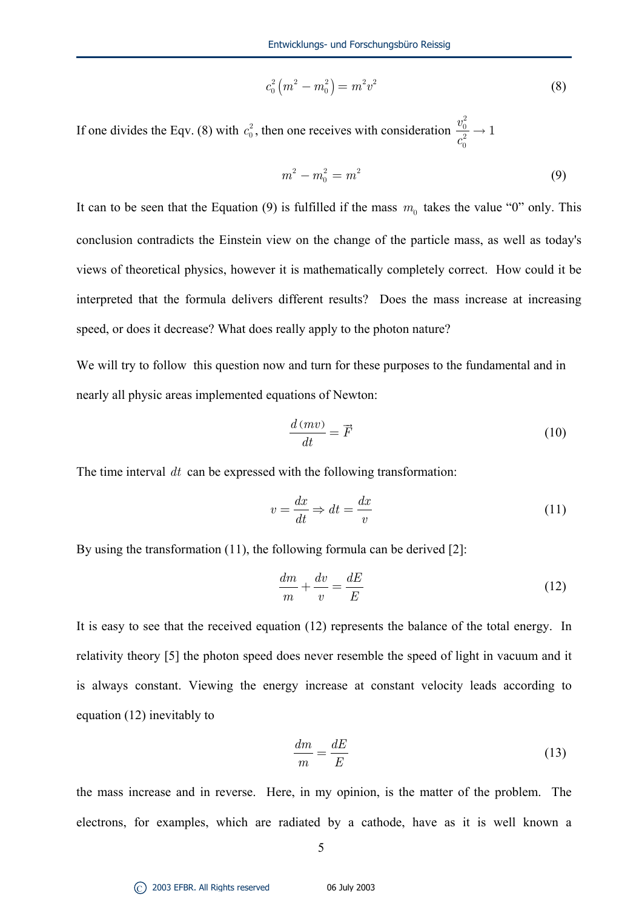$$c_0^2\left(m^2 - m_0^2\right) = m^2 v^2 \tag{8}$$

If one divides the Eqv. (8) with $c_0^2$, then one receives with consideration $\frac{v_0^2}{c_0^2} \to 1$

$$m^2 - m_0^2 = m^2 \tag{9}$$

It can to be seen that the Equation (9) is fulfilled if the mass $m_0$ takes the value "0" only. This conclusion contradicts the Einstein view on the change of the particle mass, as well as today's views of theoretical physics, however it is mathematically completely correct. How could it be interpreted that the formula delivers different results? Does the mass increase at increasing speed, or does it decrease? What does really apply to the photon nature?

We will try to follow this question now and turn for these purposes to the fundamental and in nearly all physic areas implemented equations of Newton:

$$\frac{d(mv)}{dt} = \vec{F} \tag{10}$$

The time interval $dt$ can be expressed with the following transformation:

$$v = \frac{dx}{dt} \Rightarrow dt = \frac{dx}{v} \tag{11}$$

By using the transformation (11), the following formula can be derived [2]:

$$\frac{dm}{m} + \frac{dv}{v} = \frac{dE}{E} \tag{12}$$

It is easy to see that the received equation (12) represents the balance of the total energy. In relativity theory [5] the photon speed does never resemble the speed of light in vacuum and it is always constant. Viewing the energy increase at constant velocity leads according to equation (12) inevitably to

$$\frac{dm}{m} = \frac{dE}{E} \tag{13}$$

the mass increase and in reverse. Here, in my opinion, is the matter of the problem. The electrons, for examples, which are radiated by a cathode, have as it is well known a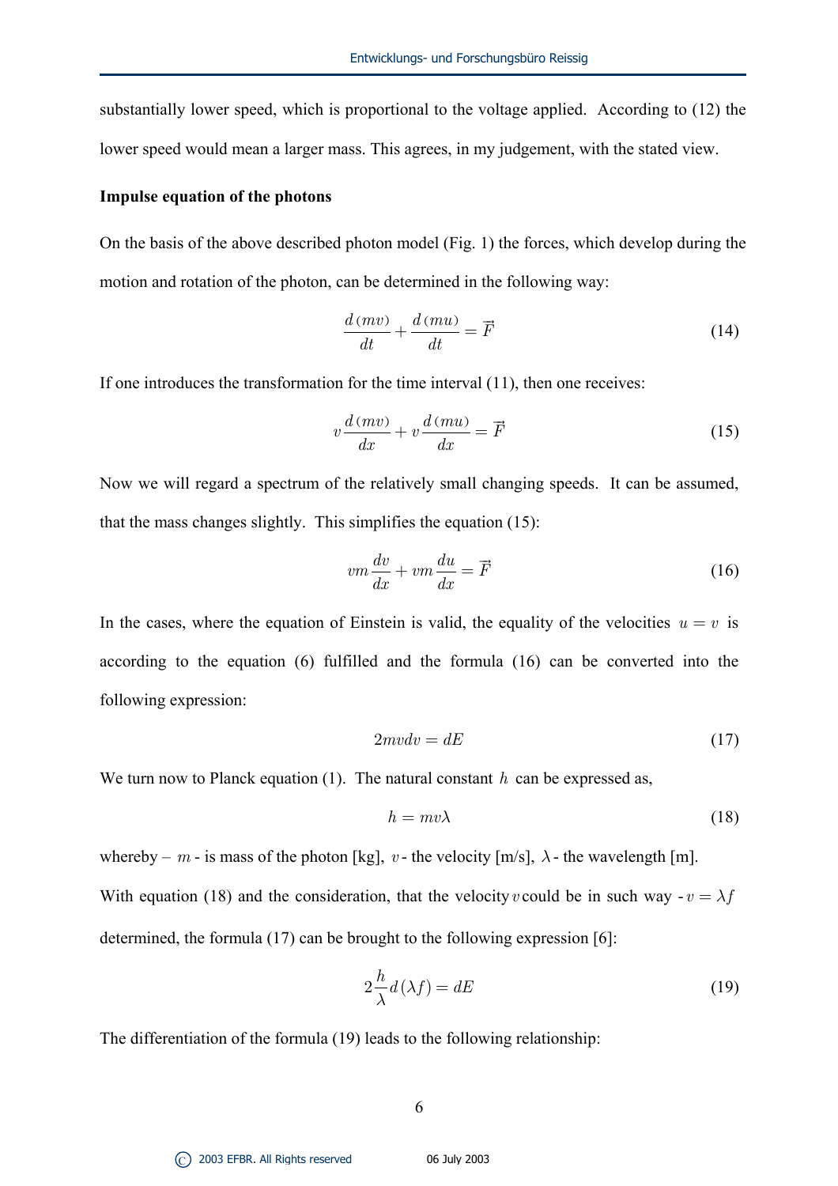substantially lower speed, which is proportional to the voltage applied. According to (12) the lower speed would mean a larger mass. This agrees, in my judgement, with the stated view.

**Impulse equation of the photons**

On the basis of the above described photon model (Fig. 1) the forces, which develop during the motion and rotation of the photon, can be determined in the following way:

$$\frac{d\,(mv)}{dt} + \frac{d\,(mu)}{dt} = \vec{F} \tag{14}$$

If one introduces the transformation for the time interval (11), then one receives:

$$v\frac{d\,(mv)}{dx} + v\frac{d\,(mu)}{dx} = \vec{F} \tag{15}$$

Now we will regard a spectrum of the relatively small changing speeds. It can be assumed, that the mass changes slightly. This simplifies the equation (15):

$$vm\frac{dv}{dx} + vm\frac{du}{dx} = \vec{F} \tag{16}$$

In the cases, where the equation of Einstein is valid, the equality of the velocities $u = v$ is according to the equation (6) fulfilled and the formula (16) can be converted into the following expression:

$$2mvdv = dE \tag{17}$$

We turn now to Planck equation (1). The natural constant $h$ can be expressed as,

$$h = mv\lambda \tag{18}$$

whereby – $m$ - is mass of the photon [kg], $v$ - the velocity [m/s], $\lambda$ - the wavelength [m].

With equation (18) and the consideration, that the velocity $v$ could be in such way - $v = \lambda f$ determined, the formula (17) can be brought to the following expression [6]:

$$2\frac{h}{\lambda}d\,(\lambda f) = dE \tag{19}$$

The differentiation of the formula (19) leads to the following relationship: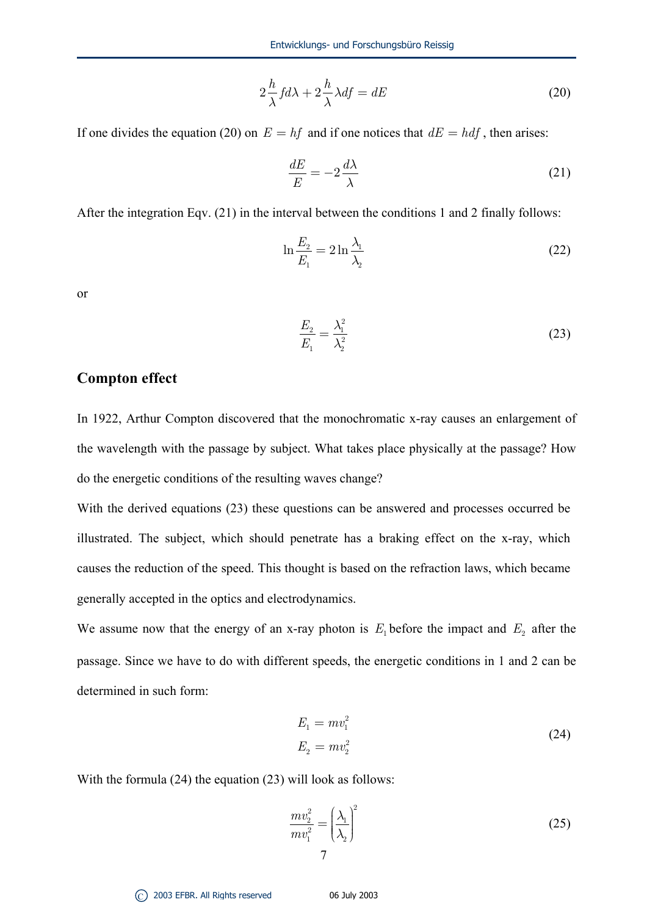$$2\frac{h}{\lambda}fd\lambda + 2\frac{h}{\lambda}\lambda df = dE \tag{20}$$

If one divides the equation (20) on $E = hf$ and if one notices that $dE = hdf$, then arises:

$$\frac{dE}{E} = -2\frac{d\lambda}{\lambda} \tag{21}$$

After the integration Eqv. (21) in the interval between the conditions 1 and 2 finally follows:

$$\ln\frac{E_2}{E_1} = 2\ln\frac{\lambda_1}{\lambda_2} \tag{22}$$

or

$$\frac{E_2}{E_1} = \frac{\lambda_1^2}{\lambda_2^2} \tag{23}$$

## Compton effect

In 1922, Arthur Compton discovered that the monochromatic x-ray causes an enlargement of the wavelength with the passage by subject. What takes place physically at the passage? How do the energetic conditions of the resulting waves change?

With the derived equations (23) these questions can be answered and processes occurred be illustrated. The subject, which should penetrate has a braking effect on the x-ray, which causes the reduction of the speed. This thought is based on the refraction laws, which became generally accepted in the optics and electrodynamics.

We assume now that the energy of an x-ray photon is $E_1$ before the impact and $E_2$ after the passage. Since we have to do with different speeds, the energetic conditions in 1 and 2 can be determined in such form:

$$\begin{aligned} E_1 &= mv_1^2 \\ E_2 &= mv_2^2 \end{aligned} \tag{24}$$

With the formula (24) the equation (23) will look as follows:

$$\frac{mv_2^2}{mv_1^2} = \left(\frac{\lambda_1}{\lambda_2}\right)^2 \tag{25}$$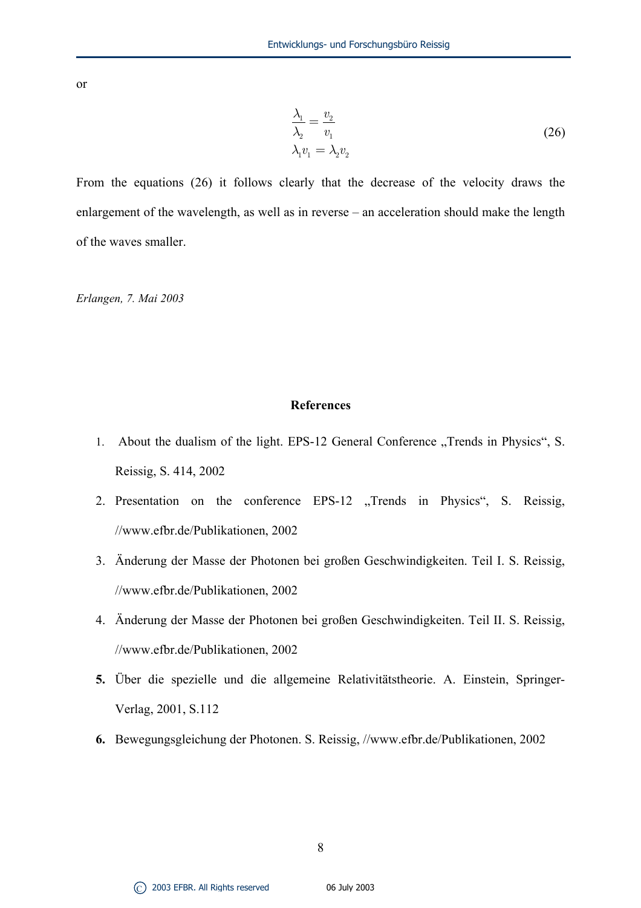or

$$
\begin{gathered}
\frac{\lambda_1}{\lambda_2} = \frac{v_2}{v_1} \\
\lambda_1 v_1 = \lambda_2 v_2
\end{gathered} \tag{26}
$$

From the equations (26) it follows clearly that the decrease of the velocity draws the enlargement of the wavelength, as well as in reverse – an acceleration should make the length of the waves smaller.

*Erlangen, 7. Mai 2003*

## References

1. About the dualism of the light. EPS-12 General Conference „Trends in Physics“, S. Reissig, S. 414, 2002
2. Presentation on the conference EPS-12 „Trends in Physics“, S. Reissig, //www.efbr.de/Publikationen, 2002
3. Änderung der Masse der Photonen bei großen Geschwindigkeiten. Teil I. S. Reissig, //www.efbr.de/Publikationen, 2002
4. Änderung der Masse der Photonen bei großen Geschwindigkeiten. Teil II. S. Reissig, //www.efbr.de/Publikationen, 2002
5. Über die spezielle und die allgemeine Relativitätstheorie. A. Einstein, Springer-Verlag, 2001, S.112
6. Bewegungsgleichung der Photonen. S. Reissig, //www.efbr.de/Publikationen, 2002